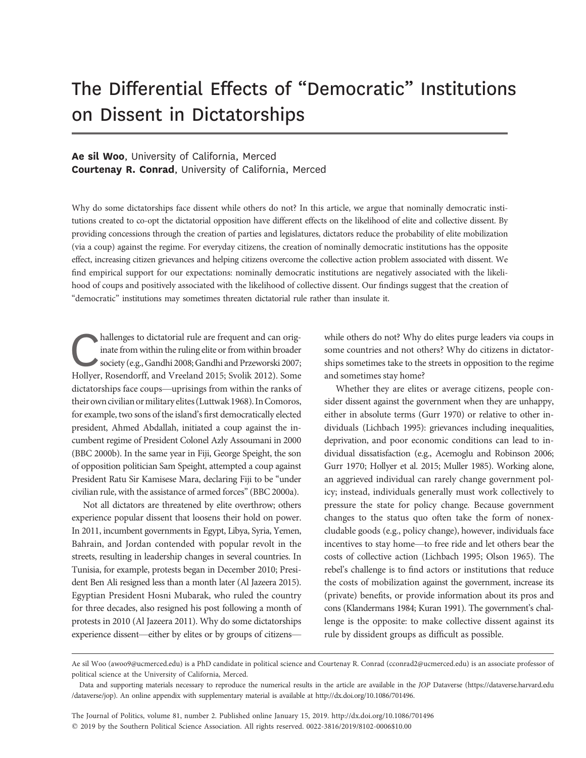# The Differential Effects of "Democratic" Institutions on Dissent in Dictatorships

**Ae sil Woo**, University of California, Merced
**Courtenay R. Conrad**, University of California, Merced

Why do some dictatorships face dissent while others do not? In this article, we argue that nominally democratic institutions created to co-opt the dictatorial opposition have different effects on the likelihood of elite and collective dissent. By providing concessions through the creation of parties and legislatures, dictators reduce the probability of elite mobilization (via a coup) against the regime. For everyday citizens, the creation of nominally democratic institutions has the opposite effect, increasing citizen grievances and helping citizens overcome the collective action problem associated with dissent. We find empirical support for our expectations: nominally democratic institutions are negatively associated with the likelihood of coups and positively associated with the likelihood of collective dissent. Our findings suggest that the creation of "democratic" institutions may sometimes threaten dictatorial rule rather than insulate it.

Challenges to dictatorial rule are frequent and can originate from within the ruling elite or from within broader society (e.g., Gandhi 2008; Gandhi and Przeworski 2007; Hollyer, Rosendorff, and Vreeland 2015; Svolik 2012). Some dictatorships face coups—uprisings from within the ranks of their own civilian or military elites (Luttwak 1968). In Comoros, for example, two sons of the island's first democratically elected president, Ahmed Abdallah, initiated a coup against the incumbent regime of President Colonel Azly Assoumani in 2000 (BBC 2000b). In the same year in Fiji, George Speight, the son of opposition politician Sam Speight, attempted a coup against President Ratu Sir Kamisese Mara, declaring Fiji to be "under civilian rule, with the assistance of armed forces" (BBC 2000a).

Not all dictators are threatened by elite overthrow; others experience popular dissent that loosens their hold on power. In 2011, incumbent governments in Egypt, Libya, Syria, Yemen, Bahrain, and Jordan contended with popular revolt in the streets, resulting in leadership changes in several countries. In Tunisia, for example, protests began in December 2010; President Ben Ali resigned less than a month later (Al Jazeera 2015). Egyptian President Hosni Mubarak, who ruled the country for three decades, also resigned his post following a month of protests in 2010 (Al Jazeera 2011). Why do some dictatorships experience dissent—either by elites or by groups of citizens—while others do not? Why do elites purge leaders via coups in some countries and not others? Why do citizens in dictatorships sometimes take to the streets in opposition to the regime and sometimes stay home?

Whether they are elites or average citizens, people consider dissent against the government when they are unhappy, either in absolute terms (Gurr 1970) or relative to other individuals (Lichbach 1995): grievances including inequalities, deprivation, and poor economic conditions can lead to individual dissatisfaction (e.g., Acemoglu and Robinson 2006; Gurr 1970; Hollyer et al. 2015; Muller 1985). Working alone, an aggrieved individual can rarely change government policy; instead, individuals generally must work collectively to pressure the state for policy change. Because government changes to the status quo often take the form of nonexcludable goods (e.g., policy change), however, individuals face incentives to stay home—to free ride and let others bear the costs of collective action (Lichbach 1995; Olson 1965). The rebel's challenge is to find actors or institutions that reduce the costs of mobilization against the government, increase its (private) benefits, or provide information about its pros and cons (Klandermans 1984; Kuran 1991). The government's challenge is the opposite: to make collective dissent against its rule by dissident groups as difficult as possible.

---

Ae sil Woo (awoo9@ucmerced.edu) is a PhD candidate in political science and Courtenay R. Conrad (cconrad2@ucmerced.edu) is an associate professor of political science at the University of California, Merced.

Data and supporting materials necessary to reproduce the numerical results in the article are available in the *JOP* Dataverse (https://dataverse.harvard.edu/dataverse/jop). An online appendix with supplementary material is available at http://dx.doi.org/10.1086/701496.

The Journal of Politics, volume 81, number 2. Published online January 15, 2019. http://dx.doi.org/10.1086/701496
© 2019 by the Southern Political Science Association. All rights reserved. 0022-3816/2019/8102-0006$10.00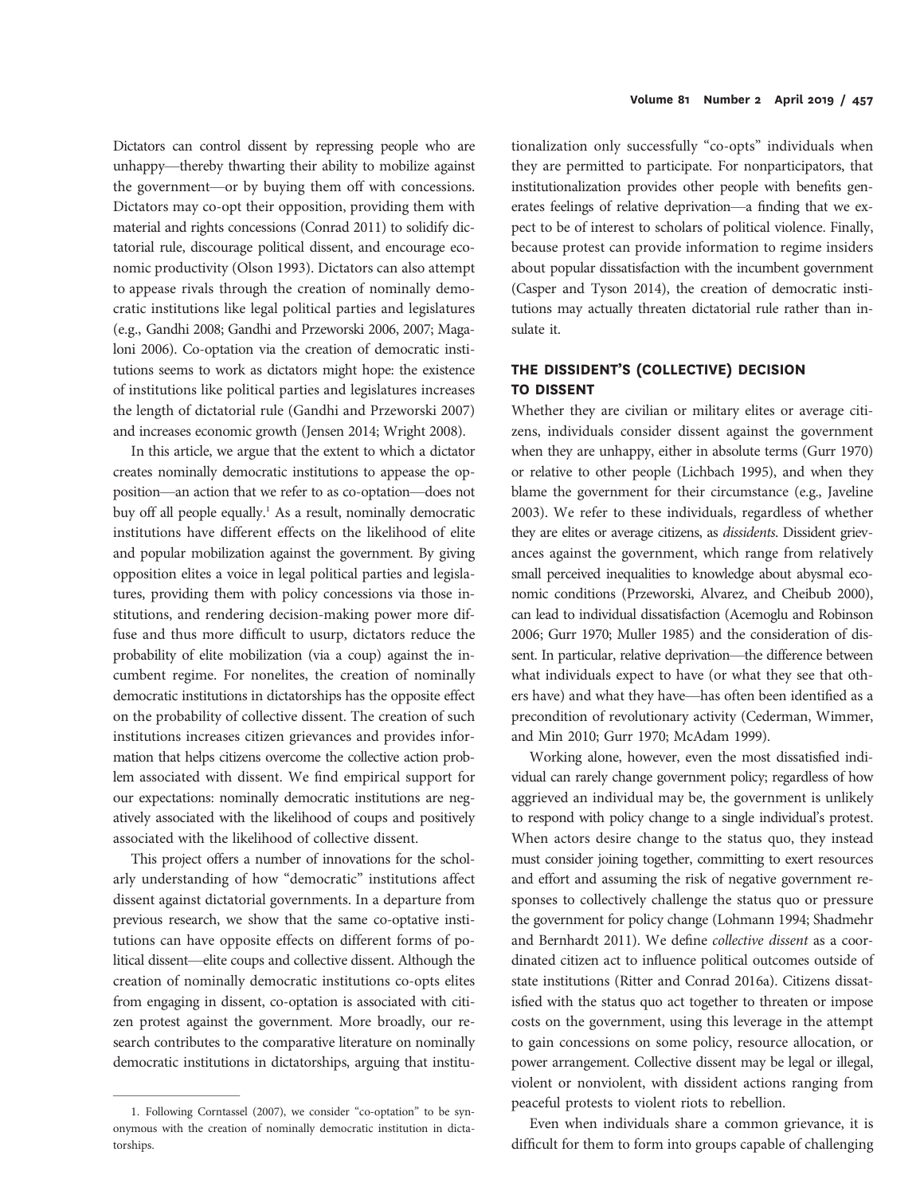Dictators can control dissent by repressing people who are unhappy—thereby thwarting their ability to mobilize against the government—or by buying them off with concessions. Dictators may co-opt their opposition, providing them with material and rights concessions (Conrad 2011) to solidify dictatorial rule, discourage political dissent, and encourage economic productivity (Olson 1993). Dictators can also attempt to appease rivals through the creation of nominally democratic institutions like legal political parties and legislatures (e.g., Gandhi 2008; Gandhi and Przeworski 2006, 2007; Magaloni 2006). Co-optation via the creation of democratic institutions seems to work as dictators might hope: the existence of institutions like political parties and legislatures increases the length of dictatorial rule (Gandhi and Przeworski 2007) and increases economic growth (Jensen 2014; Wright 2008).

In this article, we argue that the extent to which a dictator creates nominally democratic institutions to appease the opposition—an action that we refer to as co-optation—does not buy off all people equally.[1] As a result, nominally democratic institutions have different effects on the likelihood of elite and popular mobilization against the government. By giving opposition elites a voice in legal political parties and legislatures, providing them with policy concessions via those institutions, and rendering decision-making power more diffuse and thus more difficult to usurp, dictators reduce the probability of elite mobilization (via a coup) against the incumbent regime. For nonelites, the creation of nominally democratic institutions in dictatorships has the opposite effect on the probability of collective dissent. The creation of such institutions increases citizen grievances and provides information that helps citizens overcome the collective action problem associated with dissent. We find empirical support for our expectations: nominally democratic institutions are negatively associated with the likelihood of coups and positively associated with the likelihood of collective dissent.

This project offers a number of innovations for the scholarly understanding of how "democratic" institutions affect dissent against dictatorial governments. In a departure from previous research, we show that the same co-optative institutions can have opposite effects on different forms of political dissent—elite coups and collective dissent. Although the creation of nominally democratic institutions co-opts elites from engaging in dissent, co-optation is associated with citizen protest against the government. More broadly, our research contributes to the comparative literature on nominally democratic institutions in dictatorships, arguing that institutionalization only successfully "co-opts" individuals when they are permitted to participate. For nonparticipators, that institutionalization provides other people with benefits generates feelings of relative deprivation—a finding that we expect to be of interest to scholars of political violence. Finally, because protest can provide information to regime insiders about popular dissatisfaction with the incumbent government (Casper and Tyson 2014), the creation of democratic institutions may actually threaten dictatorial rule rather than insulate it.

## THE DISSIDENT'S (COLLECTIVE) DECISION TO DISSENT

Whether they are civilian or military elites or average citizens, individuals consider dissent against the government when they are unhappy, either in absolute terms (Gurr 1970) or relative to other people (Lichbach 1995), and when they blame the government for their circumstance (e.g., Javeline 2003). We refer to these individuals, regardless of whether they are elites or average citizens, as *dissidents*. Dissident grievances against the government, which range from relatively small perceived inequalities to knowledge about abysmal economic conditions (Przeworski, Alvarez, and Cheibub 2000), can lead to individual dissatisfaction (Acemoglu and Robinson 2006; Gurr 1970; Muller 1985) and the consideration of dissent. In particular, relative deprivation—the difference between what individuals expect to have (or what they see that others have) and what they have—has often been identified as a precondition of revolutionary activity (Cederman, Wimmer, and Min 2010; Gurr 1970; McAdam 1999).

Working alone, however, even the most dissatisfied individual can rarely change government policy; regardless of how aggrieved an individual may be, the government is unlikely to respond with policy change to a single individual's protest. When actors desire change to the status quo, they instead must consider joining together, committing to exert resources and effort and assuming the risk of negative government responses to collectively challenge the status quo or pressure the government for policy change (Lohmann 1994; Shadmehr and Bernhardt 2011). We define *collective dissent* as a coordinated citizen act to influence political outcomes outside of state institutions (Ritter and Conrad 2016a). Citizens dissatisfied with the status quo act together to threaten or impose costs on the government, using this leverage in the attempt to gain concessions on some policy, resource allocation, or power arrangement. Collective dissent may be legal or illegal, violent or nonviolent, with dissident actions ranging from peaceful protests to violent riots to rebellion.

Even when individuals share a common grievance, it is difficult for them to form into groups capable of challenging

1. Following Corntassel (2007), we consider "co-optation" to be synonymous with the creation of nominally democratic institution in dictatorships.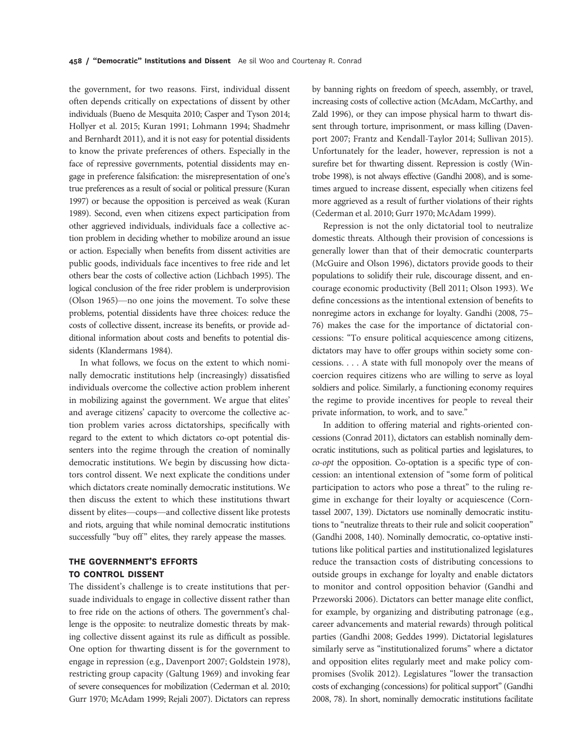the government, for two reasons. First, individual dissent often depends critically on expectations of dissent by other individuals (Bueno de Mesquita 2010; Casper and Tyson 2014; Hollyer et al. 2015; Kuran 1991; Lohmann 1994; Shadmehr and Bernhardt 2011), and it is not easy for potential dissidents to know the private preferences of others. Especially in the face of repressive governments, potential dissidents may engage in preference falsification: the misrepresentation of one's true preferences as a result of social or political pressure (Kuran 1997) or because the opposition is perceived as weak (Kuran 1989). Second, even when citizens expect participation from other aggrieved individuals, individuals face a collective action problem in deciding whether to mobilize around an issue or action. Especially when benefits from dissent activities are public goods, individuals face incentives to free ride and let others bear the costs of collective action (Lichbach 1995). The logical conclusion of the free rider problem is underprovision (Olson 1965)—no one joins the movement. To solve these problems, potential dissidents have three choices: reduce the costs of collective dissent, increase its benefits, or provide additional information about costs and benefits to potential dissidents (Klandermans 1984).

In what follows, we focus on the extent to which nominally democratic institutions help (increasingly) dissatisfied individuals overcome the collective action problem inherent in mobilizing against the government. We argue that elites' and average citizens' capacity to overcome the collective action problem varies across dictatorships, specifically with regard to the extent to which dictators co-opt potential dissenters into the regime through the creation of nominally democratic institutions. We begin by discussing how dictators control dissent. We next explicate the conditions under which dictators create nominally democratic institutions. We then discuss the extent to which these institutions thwart dissent by elites—coups—and collective dissent like protests and riots, arguing that while nominal democratic institutions successfully "buy off" elites, they rarely appease the masses.

## THE GOVERNMENT'S EFFORTS TO CONTROL DISSENT

The dissident's challenge is to create institutions that persuade individuals to engage in collective dissent rather than to free ride on the actions of others. The government's challenge is the opposite: to neutralize domestic threats by making collective dissent against its rule as difficult as possible. One option for thwarting dissent is for the government to engage in repression (e.g., Davenport 2007; Goldstein 1978), restricting group capacity (Galtung 1969) and invoking fear of severe consequences for mobilization (Cederman et al. 2010; Gurr 1970; McAdam 1999; Rejali 2007). Dictators can repress by banning rights on freedom of speech, assembly, or travel, increasing costs of collective action (McAdam, McCarthy, and Zald 1996), or they can impose physical harm to thwart dissent through torture, imprisonment, or mass killing (Davenport 2007; Frantz and Kendall-Taylor 2014; Sullivan 2015). Unfortunately for the leader, however, repression is not a surefire bet for thwarting dissent. Repression is costly (Wintrobe 1998), is not always effective (Gandhi 2008), and is sometimes argued to increase dissent, especially when citizens feel more aggrieved as a result of further violations of their rights (Cederman et al. 2010; Gurr 1970; McAdam 1999).

Repression is not the only dictatorial tool to neutralize domestic threats. Although their provision of concessions is generally lower than that of their democratic counterparts (McGuire and Olson 1996), dictators provide goods to their populations to solidify their rule, discourage dissent, and encourage economic productivity (Bell 2011; Olson 1993). We define concessions as the intentional extension of benefits to nonregime actors in exchange for loyalty. Gandhi (2008, 75–76) makes the case for the importance of dictatorial concessions: "To ensure political acquiescence among citizens, dictators may have to offer groups within society some concessions. . . . A state with full monopoly over the means of coercion requires citizens who are willing to serve as loyal soldiers and police. Similarly, a functioning economy requires the regime to provide incentives for people to reveal their private information, to work, and to save."

In addition to offering material and rights-oriented concessions (Conrad 2011), dictators can establish nominally democratic institutions, such as political parties and legislatures, to *co-opt* the opposition. Co-optation is a specific type of concession: an intentional extension of "some form of political participation to actors who pose a threat" to the ruling regime in exchange for their loyalty or acquiescence (Corntassel 2007, 139). Dictators use nominally democratic institutions to "neutralize threats to their rule and solicit cooperation" (Gandhi 2008, 140). Nominally democratic, co-optative institutions like political parties and institutionalized legislatures reduce the transaction costs of distributing concessions to outside groups in exchange for loyalty and enable dictators to monitor and control opposition behavior (Gandhi and Przeworski 2006). Dictators can better manage elite conflict, for example, by organizing and distributing patronage (e.g., career advancements and material rewards) through political parties (Gandhi 2008; Geddes 1999). Dictatorial legislatures similarly serve as "institutionalized forums" where a dictator and opposition elites regularly meet and make policy compromises (Svolik 2012). Legislatures "lower the transaction costs of exchanging (concessions) for political support" (Gandhi 2008, 78). In short, nominally democratic institutions facilitate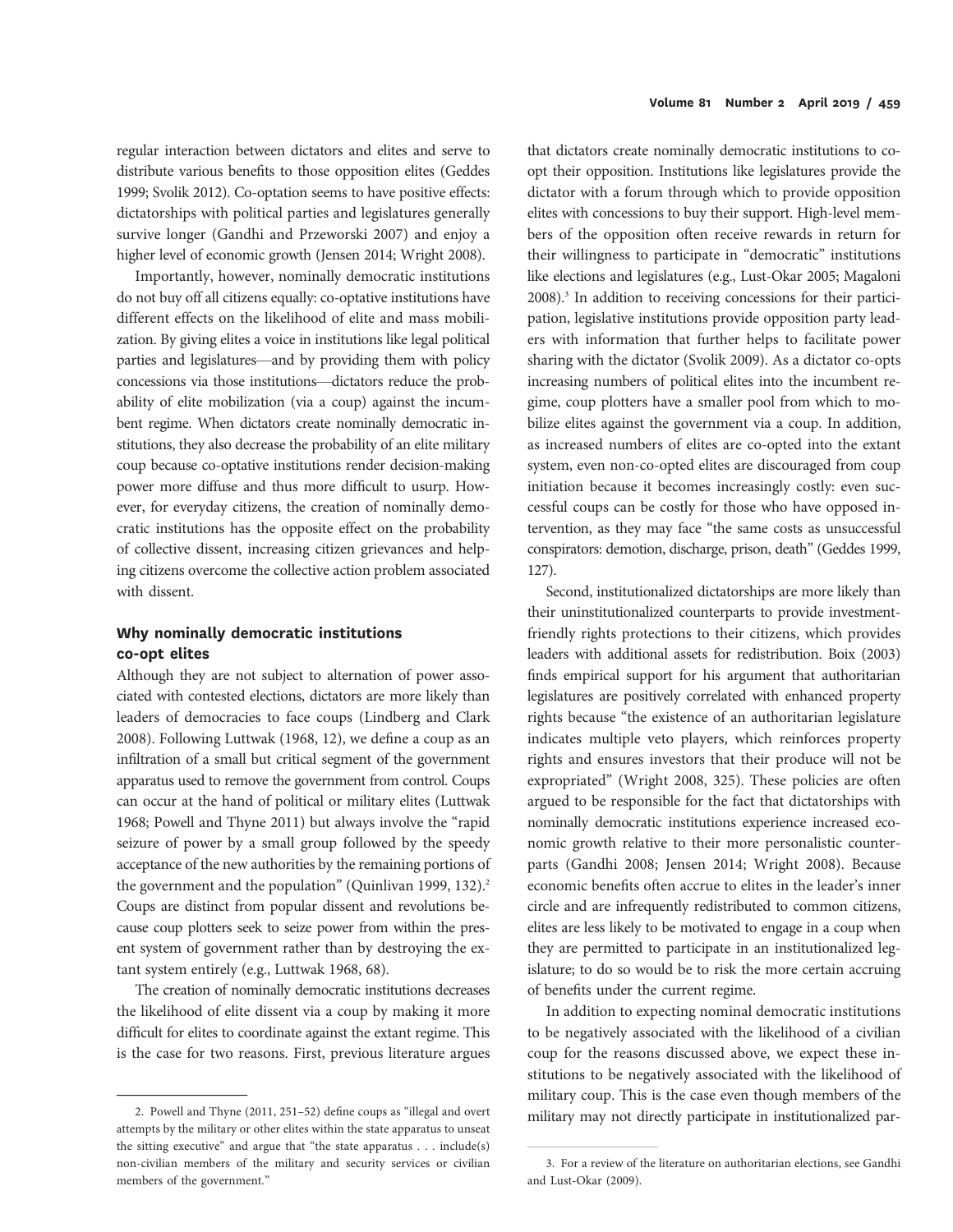regular interaction between dictators and elites and serve to distribute various benefits to those opposition elites (Geddes 1999; Svolik 2012). Co-optation seems to have positive effects: dictatorships with political parties and legislatures generally survive longer (Gandhi and Przeworski 2007) and enjoy a higher level of economic growth (Jensen 2014; Wright 2008).

Importantly, however, nominally democratic institutions do not buy off all citizens equally: co-optative institutions have different effects on the likelihood of elite and mass mobilization. By giving elites a voice in institutions like legal political parties and legislatures—and by providing them with policy concessions via those institutions—dictators reduce the probability of elite mobilization (via a coup) against the incumbent regime. When dictators create nominally democratic institutions, they also decrease the probability of an elite military coup because co-optative institutions render decision-making power more diffuse and thus more difficult to usurp. However, for everyday citizens, the creation of nominally democratic institutions has the opposite effect on the probability of collective dissent, increasing citizen grievances and helping citizens overcome the collective action problem associated with dissent.

## Why nominally democratic institutions co-opt elites

Although they are not subject to alternation of power associated with contested elections, dictators are more likely than leaders of democracies to face coups (Lindberg and Clark 2008). Following Luttwak (1968, 12), we define a coup as an infiltration of a small but critical segment of the government apparatus used to remove the government from control. Coups can occur at the hand of political or military elites (Luttwak 1968; Powell and Thyne 2011) but always involve the "rapid seizure of power by a small group followed by the speedy acceptance of the new authorities by the remaining portions of the government and the population" (Quinlivan 1999, 132).[2] Coups are distinct from popular dissent and revolutions because coup plotters seek to seize power from within the present system of government rather than by destroying the extant system entirely (e.g., Luttwak 1968, 68).

The creation of nominally democratic institutions decreases the likelihood of elite dissent via a coup by making it more difficult for elites to coordinate against the extant regime. This is the case for two reasons. First, previous literature argues that dictators create nominally democratic institutions to co-opt their opposition. Institutions like legislatures provide the dictator with a forum through which to provide opposition elites with concessions to buy their support. High-level members of the opposition often receive rewards in return for their willingness to participate in "democratic" institutions like elections and legislatures (e.g., Lust-Okar 2005; Magaloni 2008).[3] In addition to receiving concessions for their participation, legislative institutions provide opposition party leaders with information that further helps to facilitate power sharing with the dictator (Svolik 2009). As a dictator co-opts increasing numbers of political elites into the incumbent regime, coup plotters have a smaller pool from which to mobilize elites against the government via a coup. In addition, as increased numbers of elites are co-opted into the extant system, even non-co-opted elites are discouraged from coup initiation because it becomes increasingly costly: even successful coups can be costly for those who have opposed intervention, as they may face "the same costs as unsuccessful conspirators: demotion, discharge, prison, death" (Geddes 1999, 127).

Second, institutionalized dictatorships are more likely than their uninstitutionalized counterparts to provide investment-friendly rights protections to their citizens, which provides leaders with additional assets for redistribution. Boix (2003) finds empirical support for his argument that authoritarian legislatures are positively correlated with enhanced property rights because "the existence of an authoritarian legislature indicates multiple veto players, which reinforces property rights and ensures investors that their produce will not be expropriated" (Wright 2008, 325). These policies are often argued to be responsible for the fact that dictatorships with nominally democratic institutions experience increased economic growth relative to their more personalistic counterparts (Gandhi 2008; Jensen 2014; Wright 2008). Because economic benefits often accrue to elites in the leader's inner circle and are infrequently redistributed to common citizens, elites are less likely to be motivated to engage in a coup when they are permitted to participate in an institutionalized legislature; to do so would be to risk the more certain accruing of benefits under the current regime.

In addition to expecting nominal democratic institutions to be negatively associated with the likelihood of a civilian coup for the reasons discussed above, we expect these institutions to be negatively associated with the likelihood of military coup. This is the case even though members of the military may not directly participate in institutionalized par-

---

2. Powell and Thyne (2011, 251–52) define coups as "illegal and overt attempts by the military or other elites within the state apparatus to unseat the sitting executive" and argue that "the state apparatus . . . include(s) non-civilian members of the military and security services or civilian members of the government."

3. For a review of the literature on authoritarian elections, see Gandhi and Lust-Okar (2009).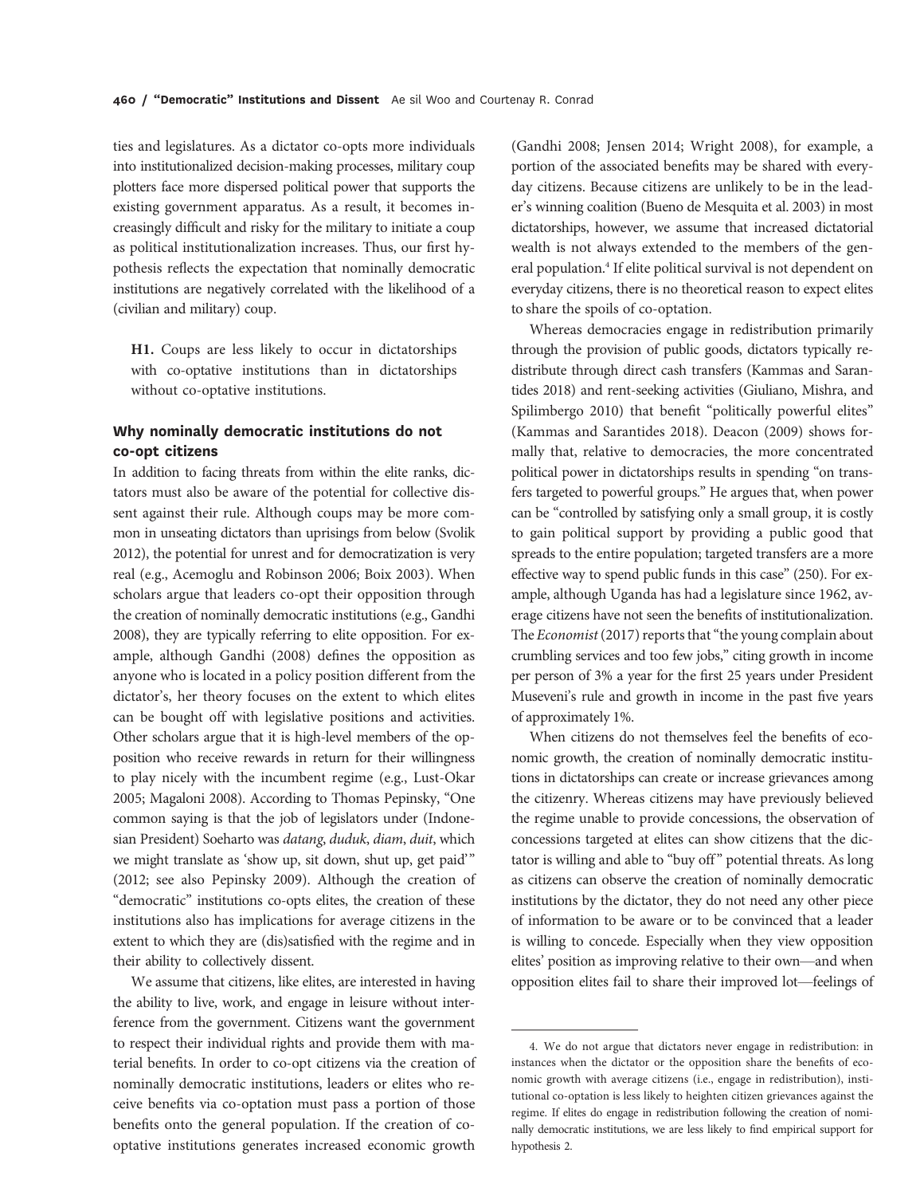ties and legislatures. As a dictator co-opts more individuals into institutionalized decision-making processes, military coup plotters face more dispersed political power that supports the existing government apparatus. As a result, it becomes increasingly difficult and risky for the military to initiate a coup as political institutionalization increases. Thus, our first hypothesis reflects the expectation that nominally democratic institutions are negatively correlated with the likelihood of a (civilian and military) coup.

**H1.** Coups are less likely to occur in dictatorships with co-optative institutions than in dictatorships without co-optative institutions.

### Why nominally democratic institutions do not co-opt citizens

In addition to facing threats from within the elite ranks, dictators must also be aware of the potential for collective dissent against their rule. Although coups may be more common in unseating dictators than uprisings from below (Svolik 2012), the potential for unrest and for democratization is very real (e.g., Acemoglu and Robinson 2006; Boix 2003). When scholars argue that leaders co-opt their opposition through the creation of nominally democratic institutions (e.g., Gandhi 2008), they are typically referring to elite opposition. For example, although Gandhi (2008) defines the opposition as anyone who is located in a policy position different from the dictator's, her theory focuses on the extent to which elites can be bought off with legislative positions and activities. Other scholars argue that it is high-level members of the opposition who receive rewards in return for their willingness to play nicely with the incumbent regime (e.g., Lust-Okar 2005; Magaloni 2008). According to Thomas Pepinsky, "One common saying is that the job of legislators under (Indonesian President) Soeharto was *datang*, *duduk*, *diam*, *duit*, which we might translate as 'show up, sit down, shut up, get paid'" (2012; see also Pepinsky 2009). Although the creation of "democratic" institutions co-opts elites, the creation of these institutions also has implications for average citizens in the extent to which they are (dis)satisfied with the regime and in their ability to collectively dissent.

We assume that citizens, like elites, are interested in having the ability to live, work, and engage in leisure without interference from the government. Citizens want the government to respect their individual rights and provide them with material benefits. In order to co-opt citizens via the creation of nominally democratic institutions, leaders or elites who receive benefits via co-optation must pass a portion of those benefits onto the general population. If the creation of co-optative institutions generates increased economic growth (Gandhi 2008; Jensen 2014; Wright 2008), for example, a portion of the associated benefits may be shared with everyday citizens. Because citizens are unlikely to be in the leader's winning coalition (Bueno de Mesquita et al. 2003) in most dictatorships, however, we assume that increased dictatorial wealth is not always extended to the members of the general population.[4] If elite political survival is not dependent on everyday citizens, there is no theoretical reason to expect elites to share the spoils of co-optation.

Whereas democracies engage in redistribution primarily through the provision of public goods, dictators typically redistribute through direct cash transfers (Kammas and Sarantides 2018) and rent-seeking activities (Giuliano, Mishra, and Spilimbergo 2010) that benefit "politically powerful elites" (Kammas and Sarantides 2018). Deacon (2009) shows formally that, relative to democracies, the more concentrated political power in dictatorships results in spending "on transfers targeted to powerful groups." He argues that, when power can be "controlled by satisfying only a small group, it is costly to gain political support by providing a public good that spreads to the entire population; targeted transfers are a more effective way to spend public funds in this case" (250). For example, although Uganda has had a legislature since 1962, average citizens have not seen the benefits of institutionalization. The *Economist* (2017) reports that "the young complain about crumbling services and too few jobs," citing growth in income per person of 3% a year for the first 25 years under President Museveni's rule and growth in income in the past five years of approximately 1%.

When citizens do not themselves feel the benefits of economic growth, the creation of nominally democratic institutions in dictatorships can create or increase grievances among the citizenry. Whereas citizens may have previously believed the regime unable to provide concessions, the observation of concessions targeted at elites can show citizens that the dictator is willing and able to "buy off" potential threats. As long as citizens can observe the creation of nominally democratic institutions by the dictator, they do not need any other piece of information to be aware or to be convinced that a leader is willing to concede. Especially when they view opposition elites' position as improving relative to their own—and when opposition elites fail to share their improved lot—feelings of

4. We do not argue that dictators never engage in redistribution: in instances when the dictator or the opposition share the benefits of economic growth with average citizens (i.e., engage in redistribution), institutional co-optation is less likely to heighten citizen grievances against the regime. If elites do engage in redistribution following the creation of nominally democratic institutions, we are less likely to find empirical support for hypothesis 2.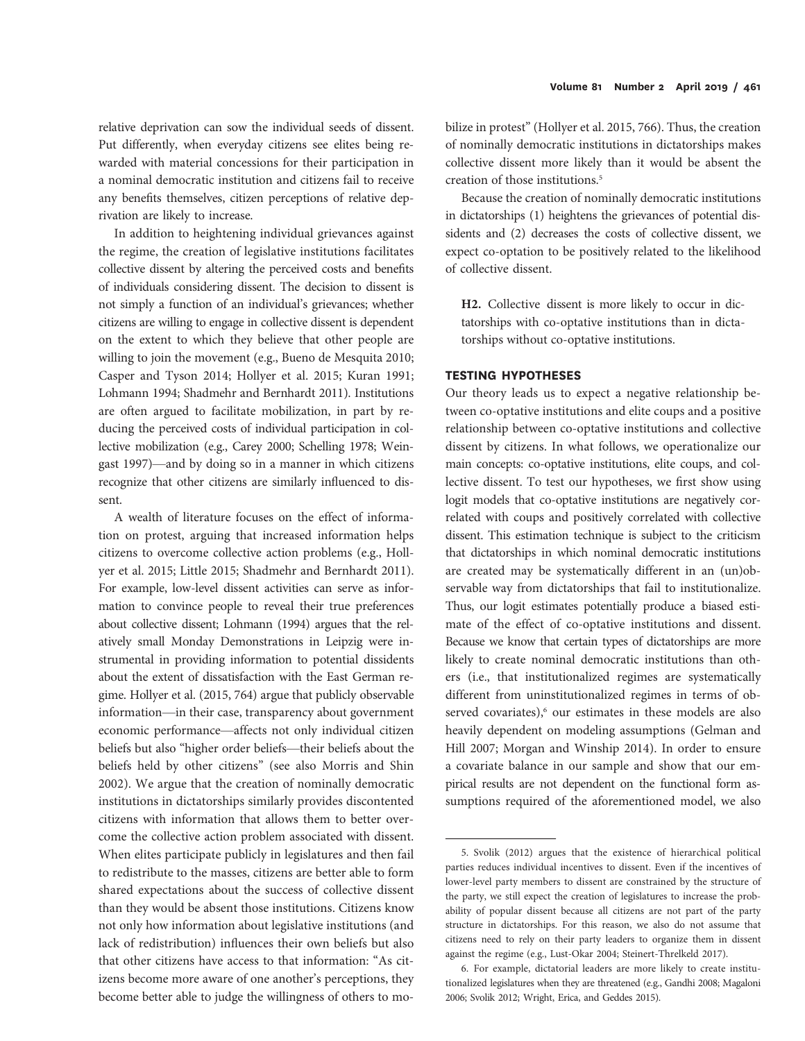relative deprivation can sow the individual seeds of dissent. Put differently, when everyday citizens see elites being rewarded with material concessions for their participation in a nominal democratic institution and citizens fail to receive any benefits themselves, citizen perceptions of relative deprivation are likely to increase.

In addition to heightening individual grievances against the regime, the creation of legislative institutions facilitates collective dissent by altering the perceived costs and benefits of individuals considering dissent. The decision to dissent is not simply a function of an individual's grievances; whether citizens are willing to engage in collective dissent is dependent on the extent to which they believe that other people are willing to join the movement (e.g., Bueno de Mesquita 2010; Casper and Tyson 2014; Hollyer et al. 2015; Kuran 1991; Lohmann 1994; Shadmehr and Bernhardt 2011). Institutions are often argued to facilitate mobilization, in part by reducing the perceived costs of individual participation in collective mobilization (e.g., Carey 2000; Schelling 1978; Weingast 1997)—and by doing so in a manner in which citizens recognize that other citizens are similarly influenced to dissent.

A wealth of literature focuses on the effect of information on protest, arguing that increased information helps citizens to overcome collective action problems (e.g., Hollyer et al. 2015; Little 2015; Shadmehr and Bernhardt 2011). For example, low-level dissent activities can serve as information to convince people to reveal their true preferences about collective dissent; Lohmann (1994) argues that the relatively small Monday Demonstrations in Leipzig were instrumental in providing information to potential dissidents about the extent of dissatisfaction with the East German regime. Hollyer et al. (2015, 764) argue that publicly observable information—in their case, transparency about government economic performance—affects not only individual citizen beliefs but also "higher order beliefs—their beliefs about the beliefs held by other citizens" (see also Morris and Shin 2002). We argue that the creation of nominally democratic institutions in dictatorships similarly provides discontented citizens with information that allows them to better overcome the collective action problem associated with dissent. When elites participate publicly in legislatures and then fail to redistribute to the masses, citizens are better able to form shared expectations about the success of collective dissent than they would be absent those institutions. Citizens know not only how information about legislative institutions (and lack of redistribution) influences their own beliefs but also that other citizens have access to that information: "As citizens become more aware of one another's perceptions, they become better able to judge the willingness of others to mobilize in protest" (Hollyer et al. 2015, 766). Thus, the creation of nominally democratic institutions in dictatorships makes collective dissent more likely than it would be absent the creation of those institutions.[5]

Because the creation of nominally democratic institutions in dictatorships (1) heightens the grievances of potential dissidents and (2) decreases the costs of collective dissent, we expect co-optation to be positively related to the likelihood of collective dissent.

> **H2.** Collective dissent is more likely to occur in dictatorships with co-optative institutions than in dictatorships without co-optative institutions.

## TESTING HYPOTHESES

Our theory leads us to expect a negative relationship between co-optative institutions and elite coups and a positive relationship between co-optative institutions and collective dissent by citizens. In what follows, we operationalize our main concepts: co-optative institutions, elite coups, and collective dissent. To test our hypotheses, we first show using logit models that co-optative institutions are negatively correlated with coups and positively correlated with collective dissent. This estimation technique is subject to the criticism that dictatorships in which nominal democratic institutions are created may be systematically different in an (un)observable way from dictatorships that fail to institutionalize. Thus, our logit estimates potentially produce a biased estimate of the effect of co-optative institutions and dissent. Because we know that certain types of dictatorships are more likely to create nominal democratic institutions than others (i.e., that institutionalized regimes are systematically different from uninstitutionalized regimes in terms of observed covariates),[6] our estimates in these models are also heavily dependent on modeling assumptions (Gelman and Hill 2007; Morgan and Winship 2014). In order to ensure a covariate balance in our sample and show that our empirical results are not dependent on the functional form assumptions required of the aforementioned model, we also

---

5. Svolik (2012) argues that the existence of hierarchical political parties reduces individual incentives to dissent. Even if the incentives of lower-level party members to dissent are constrained by the structure of the party, we still expect the creation of legislatures to increase the probability of popular dissent because all citizens are not part of the party structure in dictatorships. For this reason, we also do not assume that citizens need to rely on their party leaders to organize them in dissent against the regime (e.g., Lust-Okar 2004; Steinert-Threlkeld 2017).

6. For example, dictatorial leaders are more likely to create institutionalized legislatures when they are threatened (e.g., Gandhi 2008; Magaloni 2006; Svolik 2012; Wright, Erica, and Geddes 2015).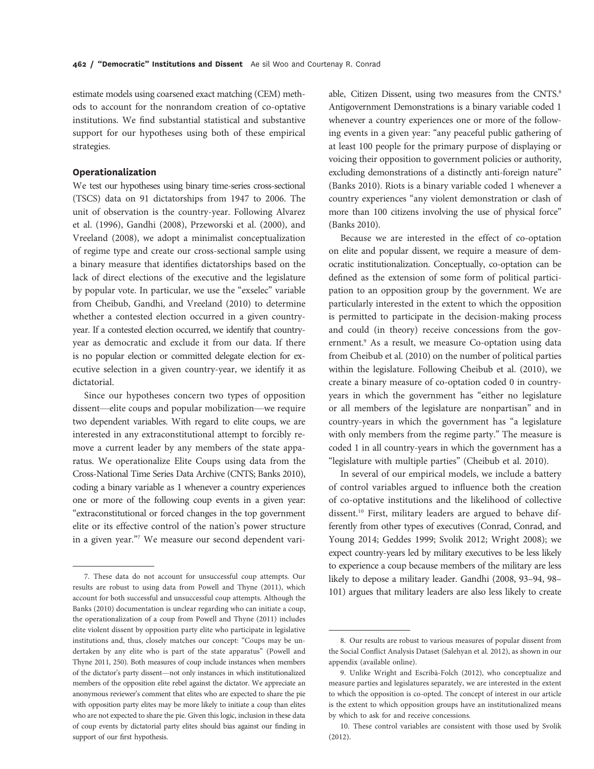estimate models using coarsened exact matching (CEM) methods to account for the nonrandom creation of co-optative institutions. We find substantial statistical and substantive support for our hypotheses using both of these empirical strategies.

## Operationalization

We test our hypotheses using binary time-series cross-sectional (TSCS) data on 91 dictatorships from 1947 to 2006. The unit of observation is the country-year. Following Alvarez et al. (1996), Gandhi (2008), Przeworski et al. (2000), and Vreeland (2008), we adopt a minimalist conceptualization of regime type and create our cross-sectional sample using a binary measure that identifies dictatorships based on the lack of direct elections of the executive and the legislature by popular vote. In particular, we use the "exselec" variable from Cheibub, Gandhi, and Vreeland (2010) to determine whether a contested election occurred in a given country-year. If a contested election occurred, we identify that country-year as democratic and exclude it from our data. If there is no popular election or committed delegate election for executive selection in a given country-year, we identify it as dictatorial.

Since our hypotheses concern two types of opposition dissent—elite coups and popular mobilization—we require two dependent variables. With regard to elite coups, we are interested in any extraconstitutional attempt to forcibly remove a current leader by any members of the state apparatus. We operationalize Elite Coups using data from the Cross-National Time Series Data Archive (CNTS; Banks 2010), coding a binary variable as 1 whenever a country experiences one or more of the following coup events in a given year: "extraconstitutional or forced changes in the top government elite or its effective control of the nation's power structure in a given year."[7] We measure our second dependent variable, Citizen Dissent, using two measures from the CNTS.[8] Antigovernment Demonstrations is a binary variable coded 1 whenever a country experiences one or more of the following events in a given year: "any peaceful public gathering of at least 100 people for the primary purpose of displaying or voicing their opposition to government policies or authority, excluding demonstrations of a distinctly anti-foreign nature" (Banks 2010). Riots is a binary variable coded 1 whenever a country experiences "any violent demonstration or clash of more than 100 citizens involving the use of physical force" (Banks 2010).

Because we are interested in the effect of co-optation on elite and popular dissent, we require a measure of democratic institutionalization. Conceptually, co-optation can be defined as the extension of some form of political participation to an opposition group by the government. We are particularly interested in the extent to which the opposition is permitted to participate in the decision-making process and could (in theory) receive concessions from the government.[9] As a result, we measure Co-optation using data from Cheibub et al. (2010) on the number of political parties within the legislature. Following Cheibub et al. (2010), we create a binary measure of co-optation coded 0 in country-years in which the government has "either no legislature or all members of the legislature are nonpartisan" and in country-years in which the government has "a legislature with only members from the regime party." The measure is coded 1 in all country-years in which the government has a "legislature with multiple parties" (Cheibub et al. 2010).

In several of our empirical models, we include a battery of control variables argued to influence both the creation of co-optative institutions and the likelihood of collective dissent.[10] First, military leaders are argued to behave differently from other types of executives (Conrad, Conrad, and Young 2014; Geddes 1999; Svolik 2012; Wright 2008); we expect country-years led by military executives to be less likely to experience a coup because members of the military are less likely to depose a military leader. Gandhi (2008, 93–94, 98–101) argues that military leaders are also less likely to create

---

7. These data do not account for unsuccessful coup attempts. Our results are robust to using data from Powell and Thyne (2011), which account for both successful and unsuccessful coup attempts. Although the Banks (2010) documentation is unclear regarding who can initiate a coup, the operationalization of a coup from Powell and Thyne (2011) includes elite violent dissent by opposition party elite who participate in legislative institutions and, thus, closely matches our concept: "Coups may be undertaken by any elite who is part of the state apparatus" (Powell and Thyne 2011, 250). Both measures of coup include instances when members of the dictator's party dissent—not only instances in which institutionalized members of the opposition elite rebel against the dictator. We appreciate an anonymous reviewer's comment that elites who are expected to share the pie with opposition party elites may be more likely to initiate a coup than elites who are not expected to share the pie. Given this logic, inclusion in these data of coup events by dictatorial party elites should bias against our finding in support of our first hypothesis.

8. Our results are robust to various measures of popular dissent from the Social Conflict Analysis Dataset (Salehyan et al. 2012), as shown in our appendix (available online).

9. Unlike Wright and Escribà-Folch (2012), who conceptualize and measure parties and legislatures separately, we are interested in the extent to which the opposition is co-opted. The concept of interest in our article is the extent to which opposition groups have an institutionalized means by which to ask for and receive concessions.

10. These control variables are consistent with those used by Svolik (2012).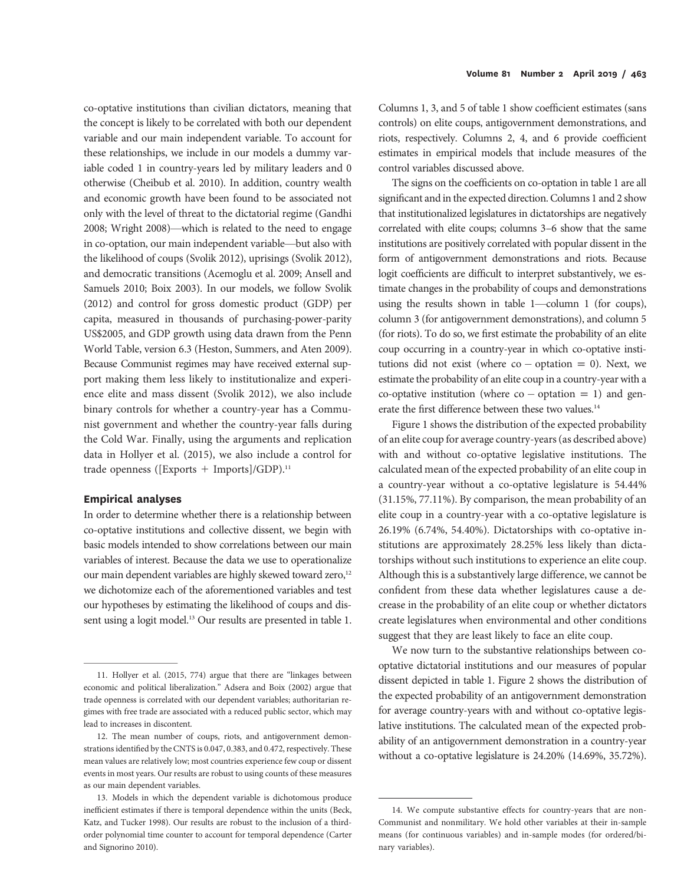co-optative institutions than civilian dictators, meaning that the concept is likely to be correlated with both our dependent variable and our main independent variable. To account for these relationships, we include in our models a dummy variable coded 1 in country-years led by military leaders and 0 otherwise (Cheibub et al. 2010). In addition, country wealth and economic growth have been found to be associated not only with the level of threat to the dictatorial regime (Gandhi 2008; Wright 2008)—which is related to the need to engage in co-optation, our main independent variable—but also with the likelihood of coups (Svolik 2012), uprisings (Svolik 2012), and democratic transitions (Acemoglu et al. 2009; Ansell and Samuels 2010; Boix 2003). In our models, we follow Svolik (2012) and control for gross domestic product (GDP) per capita, measured in thousands of purchasing-power-parity US$2005, and GDP growth using data drawn from the Penn World Table, version 6.3 (Heston, Summers, and Aten 2009). Because Communist regimes may have received external support making them less likely to institutionalize and experience elite and mass dissent (Svolik 2012), we also include binary controls for whether a country-year has a Communist government and whether the country-year falls during the Cold War. Finally, using the arguments and replication data in Hollyer et al. (2015), we also include a control for trade openness ([Exports + Imports]/GDP).[11]

## Empirical analyses

In order to determine whether there is a relationship between co-optative institutions and collective dissent, we begin with basic models intended to show correlations between our main variables of interest. Because the data we use to operationalize our main dependent variables are highly skewed toward zero,[12] we dichotomize each of the aforementioned variables and test our hypotheses by estimating the likelihood of coups and dissent using a logit model.[13] Our results are presented in table 1.

Columns 1, 3, and 5 of table 1 show coefficient estimates (sans controls) on elite coups, antigovernment demonstrations, and riots, respectively. Columns 2, 4, and 6 provide coefficient estimates in empirical models that include measures of the control variables discussed above.

The signs on the coefficients on co-optation in table 1 are all significant and in the expected direction. Columns 1 and 2 show that institutionalized legislatures in dictatorships are negatively correlated with elite coups; columns 3–6 show that the same institutions are positively correlated with popular dissent in the form of antigovernment demonstrations and riots. Because logit coefficients are difficult to interpret substantively, we estimate changes in the probability of coups and demonstrations using the results shown in table 1—column 1 (for coups), column 3 (for antigovernment demonstrations), and column 5 (for riots). To do so, we first estimate the probability of an elite coup occurring in a country-year in which co-optative institutions did not exist (where $\text{co}-\text{optation} = 0$). Next, we estimate the probability of an elite coup in a country-year with a co-optative institution (where $\text{co}-\text{optation} = 1$) and generate the first difference between these two values.[14]

Figure 1 shows the distribution of the expected probability of an elite coup for average country-years (as described above) with and without co-optative legislative institutions. The calculated mean of the expected probability of an elite coup in a country-year without a co-optative legislature is 54.44% (31.15%, 77.11%). By comparison, the mean probability of an elite coup in a country-year with a co-optative legislature is 26.19% (6.74%, 54.40%). Dictatorships with co-optative institutions are approximately 28.25% less likely than dictatorships without such institutions to experience an elite coup. Although this is a substantively large difference, we cannot be confident from these data whether legislatures cause a decrease in the probability of an elite coup or whether dictators create legislatures when environmental and other conditions suggest that they are least likely to face an elite coup.

We now turn to the substantive relationships between co-optative dictatorial institutions and our measures of popular dissent depicted in table 1. Figure 2 shows the distribution of the expected probability of an antigovernment demonstration for average country-years with and without co-optative legislative institutions. The calculated mean of the expected probability of an antigovernment demonstration in a country-year without a co-optative legislature is 24.20% (14.69%, 35.72%).

---

11. Hollyer et al. (2015, 774) argue that there are "linkages between economic and political liberalization." Adsera and Boix (2002) argue that trade openness is correlated with our dependent variables; authoritarian regimes with free trade are associated with a reduced public sector, which may lead to increases in discontent.

12. The mean number of coups, riots, and antigovernment demonstrations identified by the CNTS is 0.047, 0.383, and 0.472, respectively. These mean values are relatively low; most countries experience few coup or dissent events in most years. Our results are robust to using counts of these measures as our main dependent variables.

13. Models in which the dependent variable is dichotomous produce inefficient estimates if there is temporal dependence within the units (Beck, Katz, and Tucker 1998). Our results are robust to the inclusion of a third-order polynomial time counter to account for temporal dependence (Carter and Signorino 2010).

14. We compute substantive effects for country-years that are non-Communist and nonmilitary. We hold other variables at their in-sample means (for continuous variables) and in-sample modes (for ordered/binary variables).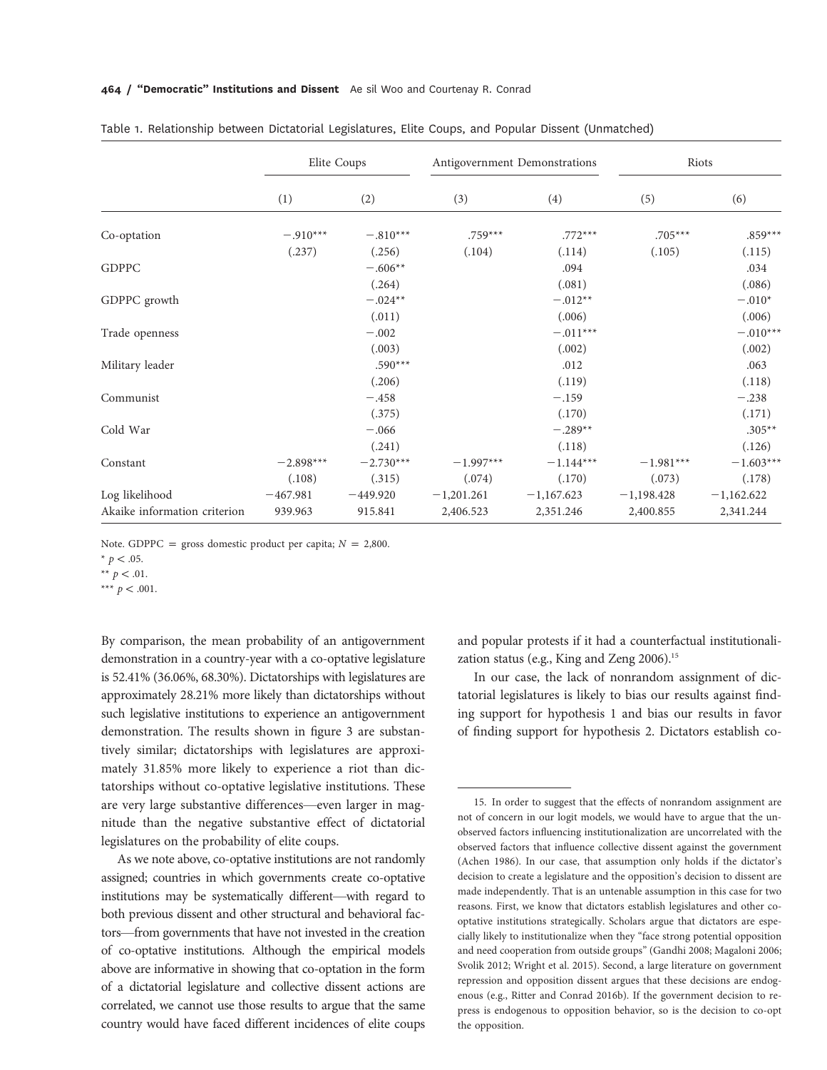Table 1. Relationship between Dictatorial Legislatures, Elite Coups, and Popular Dissent (Unmatched)

| | Elite Coups | | Antigovernment Demonstrations | | Riots | |
|---|---|---|---|---|---|---|
| | (1) | (2) | (3) | (4) | (5) | (6) |
| Co-optation | −.910*** | −.810*** | .759*** | .772*** | .705*** | .859*** |
| | (.237) | (.256) | (.104) | (.114) | (.105) | (.115) |
| GDPPC | | −.606** | | .094 | | .034 |
| | | (.264) | | (.081) | | (.086) |
| GDPPC growth | | −.024** | | −.012** | | −.010* |
| | | (.011) | | (.006) | | (.006) |
| Trade openness | | −.002 | | −.011*** | | −.010*** |
| | | (.003) | | (.002) | | (.002) |
| Military leader | | .590*** | | .012 | | .063 |
| | | (.206) | | (.119) | | (.118) |
| Communist | | −.458 | | −.159 | | −.238 |
| | | (.375) | | (.170) | | (.171) |
| Cold War | | −.066 | | −.289** | | .305** |
| | | (.241) | | (.118) | | (.126) |
| Constant | −2.898*** | −2.730*** | −1.997*** | −1.144*** | −1.981*** | −1.603*** |
| | (.108) | (.315) | (.074) | (.170) | (.073) | (.178) |
| Log likelihood | −467.981 | −449.920 | −1,201.261 | −1,167.623 | −1,198.428 | −1,162.622 |
| Akaike information criterion | 939.963 | 915.841 | 2,406.523 | 2,351.246 | 2,400.855 | 2,341.244 |

Note. GDPPC = gross domestic product per capita; $N = 2{,}800$.

* $p < .05$.

** $p < .01$.

*** $p < .001$.

By comparison, the mean probability of an antigovernment demonstration in a country-year with a co-optative legislature is 52.41% (36.06%, 68.30%). Dictatorships with legislatures are approximately 28.21% more likely than dictatorships without such legislative institutions to experience an antigovernment demonstration. The results shown in figure 3 are substantively similar; dictatorships with legislatures are approximately 31.85% more likely to experience a riot than dictatorships without co-optative legislative institutions. These are very large substantive differences—even larger in magnitude than the negative substantive effect of dictatorial legislatures on the probability of elite coups.

As we note above, co-optative institutions are not randomly assigned; countries in which governments create co-optative institutions may be systematically different—with regard to both previous dissent and other structural and behavioral factors—from governments that have not invested in the creation of co-optative institutions. Although the empirical models above are informative in showing that co-optation in the form of a dictatorial legislature and collective dissent actions are correlated, we cannot use those results to argue that the same country would have faced different incidences of elite coups and popular protests if it had a counterfactual institutionalization status (e.g., King and Zeng 2006).[15]

In our case, the lack of nonrandom assignment of dictatorial legislatures is likely to bias our results against finding support for hypothesis 1 and bias our results in favor of finding support for hypothesis 2. Dictators establish co-

15. In order to suggest that the effects of nonrandom assignment are not of concern in our logit models, we would have to argue that the unobserved factors influencing institutionalization are uncorrelated with the observed factors that influence collective dissent against the government (Achen 1986). In our case, that assumption only holds if the dictator's decision to create a legislature and the opposition's decision to dissent are made independently. That is an untenable assumption in this case for two reasons. First, we know that dictators establish legislatures and other co-optative institutions strategically. Scholars argue that dictators are especially likely to institutionalize when they "face strong potential opposition and need cooperation from outside groups" (Gandhi 2008; Magaloni 2006; Svolik 2012; Wright et al. 2015). Second, a large literature on government repression and opposition dissent argues that these decisions are endogenous (e.g., Ritter and Conrad 2016b). If the government decision to repress is endogenous to opposition behavior, so is the decision to co-opt the opposition.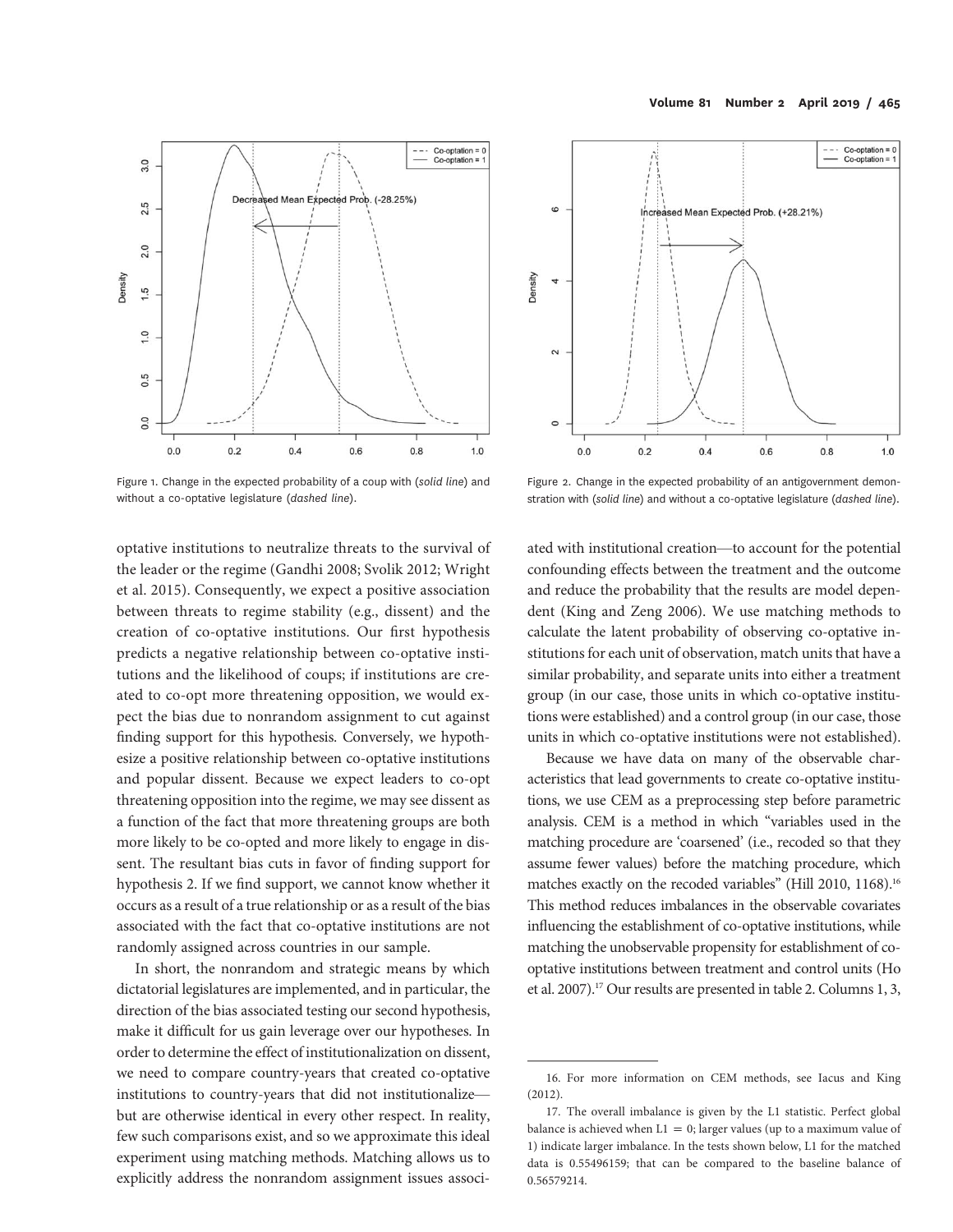Figure 1. Change in the expected probability of a coup with (*solid line*) and without a co-optative legislature (*dashed line*).

Figure 2. Change in the expected probability of an antigovernment demonstration with (*solid line*) and without a co-optative legislature (*dashed line*).

optative institutions to neutralize threats to the survival of the leader or the regime (Gandhi 2008; Svolik 2012; Wright et al. 2015). Consequently, we expect a positive association between threats to regime stability (e.g., dissent) and the creation of co-optative institutions. Our first hypothesis predicts a negative relationship between co-optative institutions and the likelihood of coups; if institutions are created to co-opt more threatening opposition, we would expect the bias due to nonrandom assignment to cut against finding support for this hypothesis. Conversely, we hypothesize a positive relationship between co-optative institutions and popular dissent. Because we expect leaders to co-opt threatening opposition into the regime, we may see dissent as a function of the fact that more threatening groups are both more likely to be co-opted and more likely to engage in dissent. The resultant bias cuts in favor of finding support for hypothesis 2. If we find support, we cannot know whether it occurs as a result of a true relationship or as a result of the bias associated with the fact that co-optative institutions are not randomly assigned across countries in our sample.

In short, the nonrandom and strategic means by which dictatorial legislatures are implemented, and in particular, the direction of the bias associated testing our second hypothesis, make it difficult for us gain leverage over our hypotheses. In order to determine the effect of institutionalization on dissent, we need to compare country-years that created co-optative institutions to country-years that did not institutionalize—but are otherwise identical in every other respect. In reality, few such comparisons exist, and so we approximate this ideal experiment using matching methods. Matching allows us to explicitly address the nonrandom assignment issues associated with institutional creation—to account for the potential confounding effects between the treatment and the outcome and reduce the probability that the results are model dependent (King and Zeng 2006). We use matching methods to calculate the latent probability of observing co-optative institutions for each unit of observation, match units that have a similar probability, and separate units into either a treatment group (in our case, those units in which co-optative institutions were established) and a control group (in our case, those units in which co-optative institutions were not established).

Because we have data on many of the observable characteristics that lead governments to create co-optative institutions, we use CEM as a preprocessing step before parametric analysis. CEM is a method in which "variables used in the matching procedure are 'coarsened' (i.e., recoded so that they assume fewer values) before the matching procedure, which matches exactly on the recoded variables" (Hill 2010, 1168).[16] This method reduces imbalances in the observable covariates influencing the establishment of co-optative institutions, while matching the unobservable propensity for establishment of co-optative institutions between treatment and control units (Ho et al. 2007).[17] Our results are presented in table 2. Columns 1, 3,

---

16. For more information on CEM methods, see Iacus and King (2012).

17. The overall imbalance is given by the L1 statistic. Perfect global balance is achieved when $L1 = 0$; larger values (up to a maximum value of 1) indicate larger imbalance. In the tests shown below, L1 for the matched data is 0.55496159; that can be compared to the baseline balance of 0.56579214.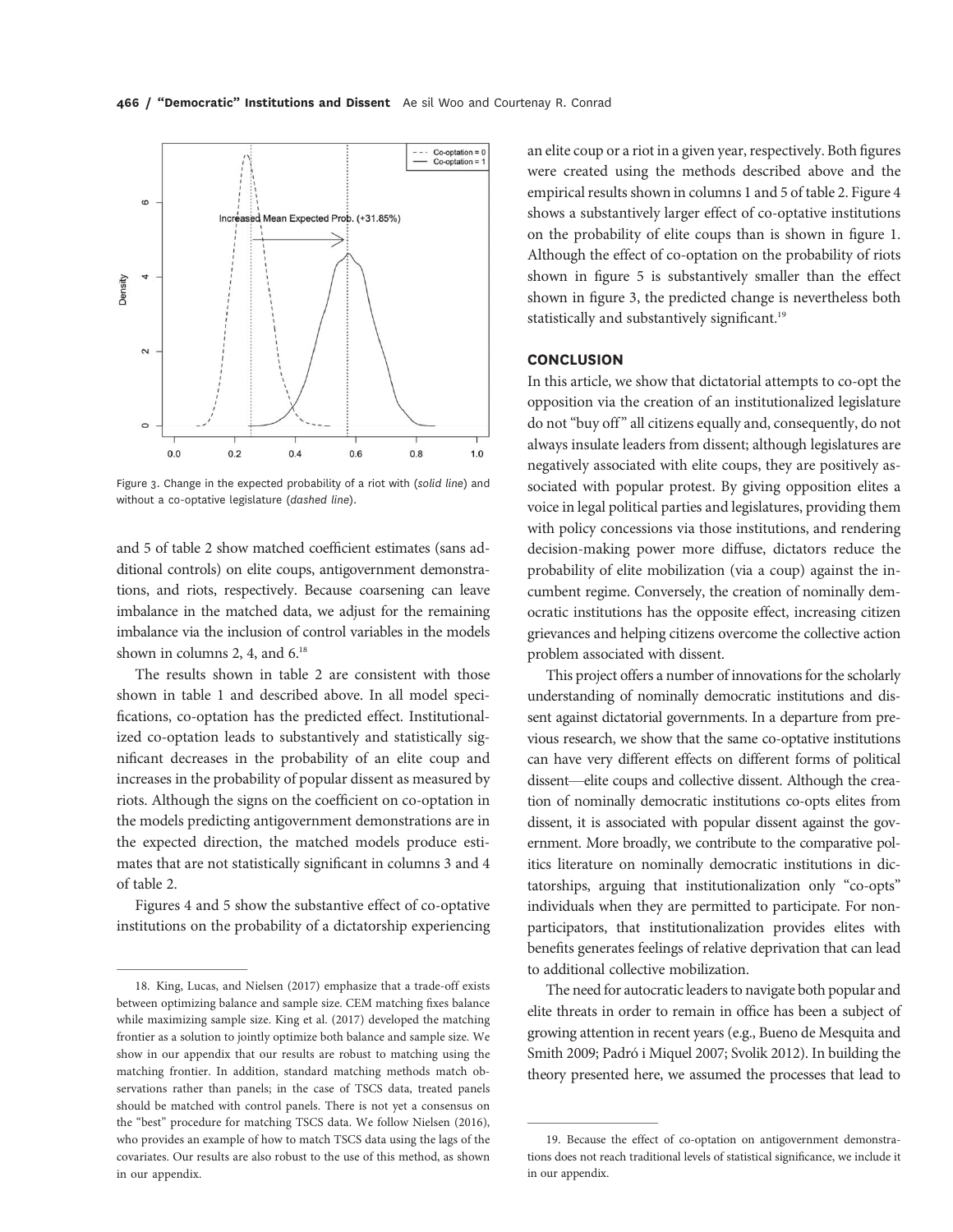Figure 3. Change in the expected probability of a riot with (*solid line*) and without a co-optative legislature (*dashed line*).

and 5 of table 2 show matched coefficient estimates (sans additional controls) on elite coups, antigovernment demonstrations, and riots, respectively. Because coarsening can leave imbalance in the matched data, we adjust for the remaining imbalance via the inclusion of control variables in the models shown in columns 2, 4, and 6.[18]

The results shown in table 2 are consistent with those shown in table 1 and described above. In all model specifications, co-optation has the predicted effect. Institutionalized co-optation leads to substantively and statistically significant decreases in the probability of an elite coup and increases in the probability of popular dissent as measured by riots. Although the signs on the coefficient on co-optation in the models predicting antigovernment demonstrations are in the expected direction, the matched models produce estimates that are not statistically significant in columns 3 and 4 of table 2.

Figures 4 and 5 show the substantive effect of co-optative institutions on the probability of a dictatorship experiencing an elite coup or a riot in a given year, respectively. Both figures were created using the methods described above and the empirical results shown in columns 1 and 5 of table 2. Figure 4 shows a substantively larger effect of co-optative institutions on the probability of elite coups than is shown in figure 1. Although the effect of co-optation on the probability of riots shown in figure 5 is substantively smaller than the effect shown in figure 3, the predicted change is nevertheless both statistically and substantively significant.[19]

## CONCLUSION

In this article, we show that dictatorial attempts to co-opt the opposition via the creation of an institutionalized legislature do not "buy off" all citizens equally and, consequently, do not always insulate leaders from dissent; although legislatures are negatively associated with elite coups, they are positively associated with popular protest. By giving opposition elites a voice in legal political parties and legislatures, providing them with policy concessions via those institutions, and rendering decision-making power more diffuse, dictators reduce the probability of elite mobilization (via a coup) against the incumbent regime. Conversely, the creation of nominally democratic institutions has the opposite effect, increasing citizen grievances and helping citizens overcome the collective action problem associated with dissent.

This project offers a number of innovations for the scholarly understanding of nominally democratic institutions and dissent against dictatorial governments. In a departure from previous research, we show that the same co-optative institutions can have very different effects on different forms of political dissent—elite coups and collective dissent. Although the creation of nominally democratic institutions co-opts elites from dissent, it is associated with popular dissent against the government. More broadly, we contribute to the comparative politics literature on nominally democratic institutions in dictatorships, arguing that institutionalization only "co-opts" individuals when they are permitted to participate. For nonparticipators, that institutionalization provides elites with benefits generates feelings of relative deprivation that can lead to additional collective mobilization.

The need for autocratic leaders to navigate both popular and elite threats in order to remain in office has been a subject of growing attention in recent years (e.g., Bueno de Mesquita and Smith 2009; Padró i Miquel 2007; Svolik 2012). In building the theory presented here, we assumed the processes that lead to

---

18. King, Lucas, and Nielsen (2017) emphasize that a trade-off exists between optimizing balance and sample size. CEM matching fixes balance while maximizing sample size. King et al. (2017) developed the matching frontier as a solution to jointly optimize both balance and sample size. We show in our appendix that our results are robust to matching using the matching frontier. In addition, standard matching methods match observations rather than panels; in the case of TSCS data, treated panels should be matched with control panels. There is not yet a consensus on the "best" procedure for matching TSCS data. We follow Nielsen (2016), who provides an example of how to match TSCS data using the lags of the covariates. Our results are also robust to the use of this method, as shown in our appendix.

19. Because the effect of co-optation on antigovernment demonstrations does not reach traditional levels of statistical significance, we include it in our appendix.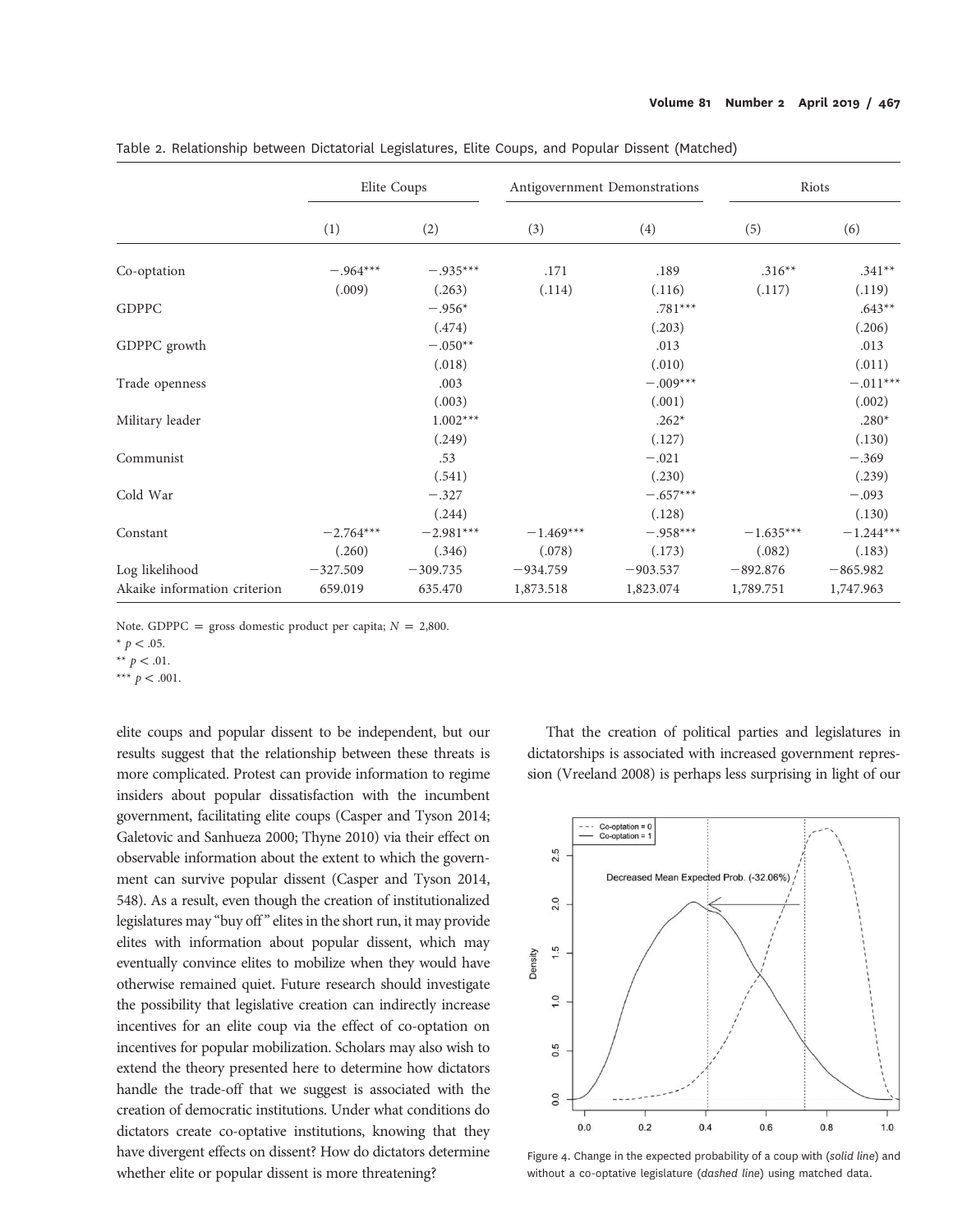Table 2. Relationship between Dictatorial Legislatures, Elite Coups, and Popular Dissent (Matched)

| | Elite Coups | | Antigovernment Demonstrations | | Riots | |
|---|---|---|---|---|---|---|
| | (1) | (2) | (3) | (4) | (5) | (6) |
| Co-optation | −.964*** | −.935*** | .171 | .189 | .316** | .341** |
| | (.009) | (.263) | (.114) | (.116) | (.117) | (.119) |
| GDPPC | | −.956* | | .781*** | | .643** |
| | | (.474) | | (.203) | | (.206) |
| GDPPC growth | | −.050** | | .013 | | .013 |
| | | (.018) | | (.010) | | (.011) |
| Trade openness | | .003 | | −.009*** | | −.011*** |
| | | (.003) | | (.001) | | (.002) |
| Military leader | | 1.002*** | | .262* | | .280* |
| | | (.249) | | (.127) | | (.130) |
| Communist | | .53 | | −.021 | | −.369 |
| | | (.541) | | (.230) | | (.239) |
| Cold War | | −.327 | | −.657*** | | −.093 |
| | | (.244) | | (.128) | | (.130) |
| Constant | −2.764*** | −2.981*** | −1.469*** | −.958*** | −1.635*** | −1.244*** |
| | (.260) | (.346) | (.078) | (.173) | (.082) | (.183) |
| Log likelihood | −327.509 | −309.735 | −934.759 | −903.537 | −892.876 | −865.982 |
| Akaike information criterion | 659.019 | 635.470 | 1,873.518 | 1,823.074 | 1,789.751 | 1,747.963 |

Note. GDPPC = gross domestic product per capita; $N = 2{,}800$.
* $p < .05$.
** $p < .01$.
*** $p < .001$.

elite coups and popular dissent to be independent, but our results suggest that the relationship between these threats is more complicated. Protest can provide information to regime insiders about popular dissatisfaction with the incumbent government, facilitating elite coups (Casper and Tyson 2014; Galetovic and Sanhueza 2000; Thyne 2010) via their effect on observable information about the extent to which the government can survive popular dissent (Casper and Tyson 2014, 548). As a result, even though the creation of institutionalized legislatures may "buy off" elites in the short run, it may provide elites with information about popular dissent, which may eventually convince elites to mobilize when they would have otherwise remained quiet. Future research should investigate the possibility that legislative creation can indirectly increase incentives for an elite coup via the effect of co-optation on incentives for popular mobilization. Scholars may also wish to extend the theory presented here to determine how dictators handle the trade-off that we suggest is associated with the creation of democratic institutions. Under what conditions do dictators create co-optative institutions, knowing that they have divergent effects on dissent? How do dictators determine whether elite or popular dissent is more threatening?

That the creation of political parties and legislatures in dictatorships is associated with increased government repression (Vreeland 2008) is perhaps less surprising in light of our

Figure 4. Change in the expected probability of a coup with (*solid line*) and without a co-optative legislature (*dashed line*) using matched data.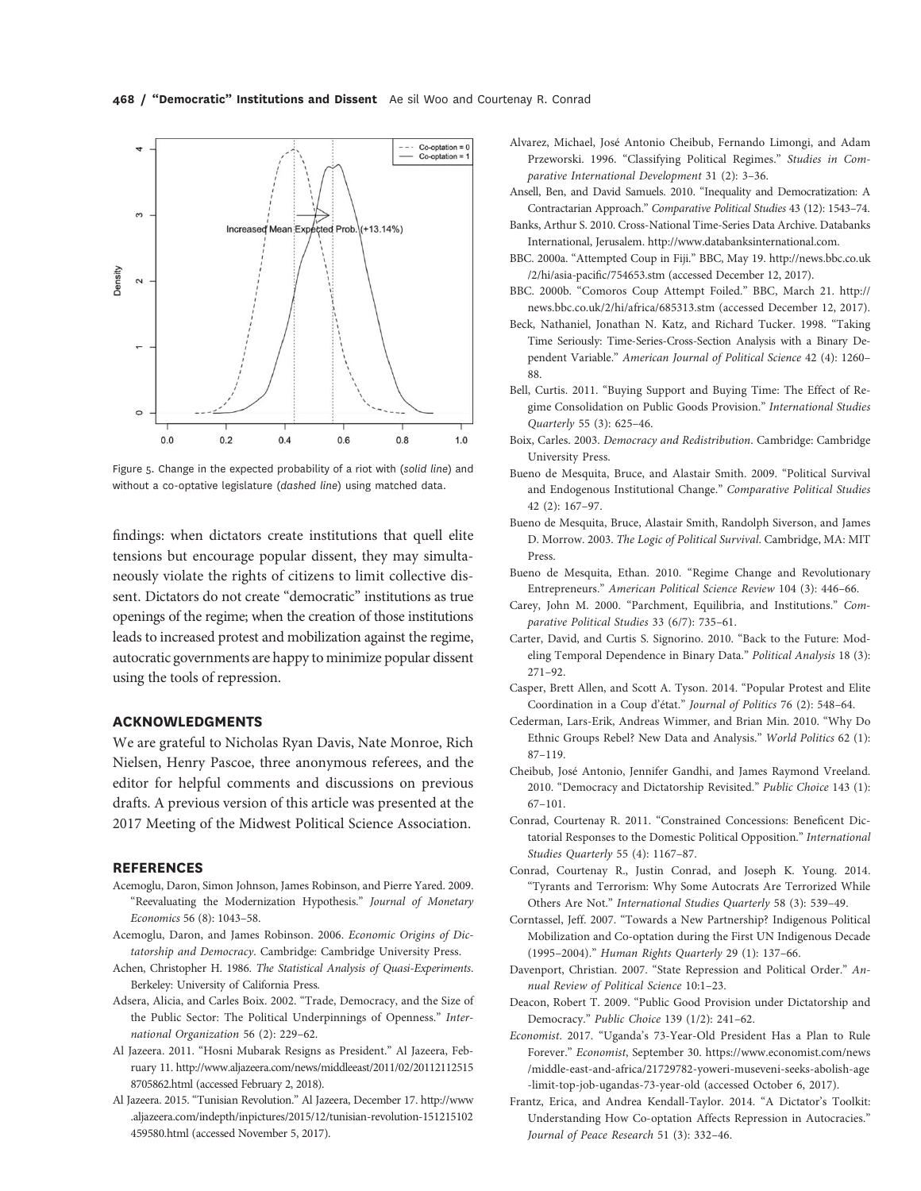Figure 5. Change in the expected probability of a riot with (*solid line*) and without a co-optative legislature (*dashed line*) using matched data.

findings: when dictators create institutions that quell elite tensions but encourage popular dissent, they may simultaneously violate the rights of citizens to limit collective dissent. Dictators do not create "democratic" institutions as true openings of the regime; when the creation of those institutions leads to increased protest and mobilization against the regime, autocratic governments are happy to minimize popular dissent using the tools of repression.

## ACKNOWLEDGMENTS

We are grateful to Nicholas Ryan Davis, Nate Monroe, Rich Nielsen, Henry Pascoe, three anonymous referees, and the editor for helpful comments and discussions on previous drafts. A previous version of this article was presented at the 2017 Meeting of the Midwest Political Science Association.

## REFERENCES

Acemoglu, Daron, Simon Johnson, James Robinson, and Pierre Yared. 2009. "Reevaluating the Modernization Hypothesis." *Journal of Monetary Economics* 56 (8): 1043–58.

Acemoglu, Daron, and James Robinson. 2006. *Economic Origins of Dictatorship and Democracy*. Cambridge: Cambridge University Press.

Achen, Christopher H. 1986. *The Statistical Analysis of Quasi-Experiments*. Berkeley: University of California Press.

Adsera, Alicia, and Carles Boix. 2002. "Trade, Democracy, and the Size of the Public Sector: The Political Underpinnings of Openness." *International Organization* 56 (2): 229–62.

Al Jazeera. 2011. "Hosni Mubarak Resigns as President." Al Jazeera, February 11. http://www.aljazeera.com/news/middleeast/2011/02/201121125158705862.html (accessed February 2, 2018).

Al Jazeera. 2015. "Tunisian Revolution." Al Jazeera, December 17. http://www.aljazeera.com/indepth/inpictures/2015/12/tunisian-revolution-151215102459580.html (accessed November 5, 2017).

Alvarez, Michael, José Antonio Cheibub, Fernando Limongi, and Adam Przeworski. 1996. "Classifying Political Regimes." *Studies in Comparative International Development* 31 (2): 3–36.

Ansell, Ben, and David Samuels. 2010. "Inequality and Democratization: A Contractarian Approach." *Comparative Political Studies* 43 (12): 1543–74.

Banks, Arthur S. 2010. Cross-National Time-Series Data Archive. Databanks International, Jerusalem. http://www.databanksinternational.com.

BBC. 2000a. "Attempted Coup in Fiji." BBC, May 19. http://news.bbc.co.uk/2/hi/asia-pacific/754653.stm (accessed December 12, 2017).

BBC. 2000b. "Comoros Coup Attempt Foiled." BBC, March 21. http://news.bbc.co.uk/2/hi/africa/685313.stm (accessed December 12, 2017).

Beck, Nathaniel, Jonathan N. Katz, and Richard Tucker. 1998. "Taking Time Seriously: Time-Series-Cross-Section Analysis with a Binary Dependent Variable." *American Journal of Political Science* 42 (4): 1260–88.

Bell, Curtis. 2011. "Buying Support and Buying Time: The Effect of Regime Consolidation on Public Goods Provision." *International Studies Quarterly* 55 (3): 625–46.

Boix, Carles. 2003. *Democracy and Redistribution*. Cambridge: Cambridge University Press.

Bueno de Mesquita, Bruce, and Alastair Smith. 2009. "Political Survival and Endogenous Institutional Change." *Comparative Political Studies* 42 (2): 167–97.

Bueno de Mesquita, Bruce, Alastair Smith, Randolph Siverson, and James D. Morrow. 2003. *The Logic of Political Survival*. Cambridge, MA: MIT Press.

Bueno de Mesquita, Ethan. 2010. "Regime Change and Revolutionary Entrepreneurs." *American Political Science Review* 104 (3): 446–66.

Carey, John M. 2000. "Parchment, Equilibria, and Institutions." *Comparative Political Studies* 33 (6/7): 735–61.

Carter, David, and Curtis S. Signorino. 2010. "Back to the Future: Modeling Temporal Dependence in Binary Data." *Political Analysis* 18 (3): 271–92.

Casper, Brett Allen, and Scott A. Tyson. 2014. "Popular Protest and Elite Coordination in a Coup d'état." *Journal of Politics* 76 (2): 548–64.

Cederman, Lars-Erik, Andreas Wimmer, and Brian Min. 2010. "Why Do Ethnic Groups Rebel? New Data and Analysis." *World Politics* 62 (1): 87–119.

Cheibub, José Antonio, Jennifer Gandhi, and James Raymond Vreeland. 2010. "Democracy and Dictatorship Revisited." *Public Choice* 143 (1): 67–101.

Conrad, Courtenay R. 2011. "Constrained Concessions: Beneficent Dictatorial Responses to the Domestic Political Opposition." *International Studies Quarterly* 55 (4): 1167–87.

Conrad, Courtenay R., Justin Conrad, and Joseph K. Young. 2014. "Tyrants and Terrorism: Why Some Autocrats Are Terrorized While Others Are Not." *International Studies Quarterly* 58 (3): 539–49.

Corntassel, Jeff. 2007. "Towards a New Partnership? Indigenous Political Mobilization and Co-optation during the First UN Indigenous Decade (1995–2004)." *Human Rights Quarterly* 29 (1): 137–66.

Davenport, Christian. 2007. "State Repression and Political Order." *Annual Review of Political Science* 10:1–23.

Deacon, Robert T. 2009. "Public Good Provision under Dictatorship and Democracy." *Public Choice* 139 (1/2): 241–62.

*Economist*. 2017. "Uganda's 73-Year-Old President Has a Plan to Rule Forever." *Economist*, September 30. https://www.economist.com/news/middle-east-and-africa/21729782-yoweri-museveni-seeks-abolish-age-limit-top-job-ugandas-73-year-old (accessed October 6, 2017).

Frantz, Erica, and Andrea Kendall-Taylor. 2014. "A Dictator's Toolkit: Understanding How Co-optation Affects Repression in Autocracies." *Journal of Peace Research* 51 (3): 332–46.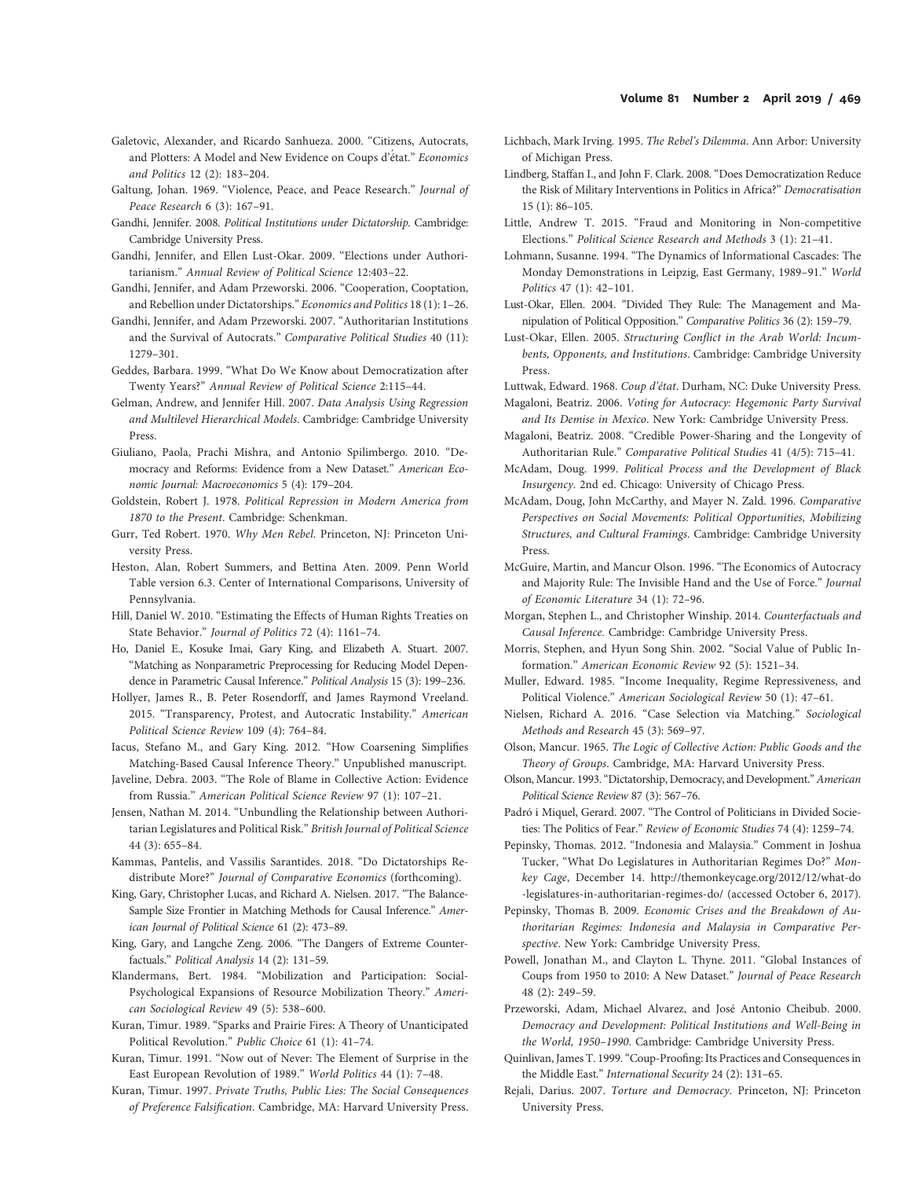Galetovic, Alexander, and Ricardo Sanhueza. 2000. "Citizens, Autocrats, and Plotters: A Model and New Evidence on Coups d'état." *Economics and Politics* 12 (2): 183–204.

Galtung, Johan. 1969. "Violence, Peace, and Peace Research." *Journal of Peace Research* 6 (3): 167–91.

Gandhi, Jennifer. 2008. *Political Institutions under Dictatorship*. Cambridge: Cambridge University Press.

Gandhi, Jennifer, and Ellen Lust-Okar. 2009. "Elections under Authoritarianism." *Annual Review of Political Science* 12:403–22.

Gandhi, Jennifer, and Adam Przeworski. 2006. "Cooperation, Cooptation, and Rebellion under Dictatorships." *Economics and Politics* 18 (1): 1–26.

Gandhi, Jennifer, and Adam Przeworski. 2007. "Authoritarian Institutions and the Survival of Autocrats." *Comparative Political Studies* 40 (11): 1279–301.

Geddes, Barbara. 1999. "What Do We Know about Democratization after Twenty Years?" *Annual Review of Political Science* 2:115–44.

Gelman, Andrew, and Jennifer Hill. 2007. *Data Analysis Using Regression and Multilevel Hierarchical Models*. Cambridge: Cambridge University Press.

Giuliano, Paola, Prachi Mishra, and Antonio Spilimbergo. 2010. "Democracy and Reforms: Evidence from a New Dataset." *American Economic Journal: Macroeconomics* 5 (4): 179–204.

Goldstein, Robert J. 1978. *Political Repression in Modern America from 1870 to the Present*. Cambridge: Schenkman.

Gurr, Ted Robert. 1970. *Why Men Rebel*. Princeton, NJ: Princeton University Press.

Heston, Alan, Robert Summers, and Bettina Aten. 2009. Penn World Table version 6.3. Center of International Comparisons, University of Pennsylvania.

Hill, Daniel W. 2010. "Estimating the Effects of Human Rights Treaties on State Behavior." *Journal of Politics* 72 (4): 1161–74.

Ho, Daniel E., Kosuke Imai, Gary King, and Elizabeth A. Stuart. 2007. "Matching as Nonparametric Preprocessing for Reducing Model Dependence in Parametric Causal Inference." *Political Analysis* 15 (3): 199–236.

Hollyer, James R., B. Peter Rosendorff, and James Raymond Vreeland. 2015. "Transparency, Protest, and Autocratic Instability." *American Political Science Review* 109 (4): 764–84.

Iacus, Stefano M., and Gary King. 2012. "How Coarsening Simplifies Matching-Based Causal Inference Theory." Unpublished manuscript.

Javeline, Debra. 2003. "The Role of Blame in Collective Action: Evidence from Russia." *American Political Science Review* 97 (1): 107–21.

Jensen, Nathan M. 2014. "Unbundling the Relationship between Authoritarian Legislatures and Political Risk." *British Journal of Political Science* 44 (3): 655–84.

Kammas, Pantelis, and Vassilis Sarantides. 2018. "Do Dictatorships Redistribute More?" *Journal of Comparative Economics* (forthcoming).

King, Gary, Christopher Lucas, and Richard A. Nielsen. 2017. "The Balance-Sample Size Frontier in Matching Methods for Causal Inference." *American Journal of Political Science* 61 (2): 473–89.

King, Gary, and Langche Zeng. 2006. "The Dangers of Extreme Counterfactuals." *Political Analysis* 14 (2): 131–59.

Klandermans, Bert. 1984. "Mobilization and Participation: Social-Psychological Expansions of Resource Mobilization Theory." *American Sociological Review* 49 (5): 538–600.

Kuran, Timur. 1989. "Sparks and Prairie Fires: A Theory of Unanticipated Political Revolution." *Public Choice* 61 (1): 41–74.

Kuran, Timur. 1991. "Now out of Never: The Element of Surprise in the East European Revolution of 1989." *World Politics* 44 (1): 7–48.

Kuran, Timur. 1997. *Private Truths, Public Lies: The Social Consequences of Preference Falsification*. Cambridge, MA: Harvard University Press.

Lichbach, Mark Irving. 1995. *The Rebel's Dilemma*. Ann Arbor: University of Michigan Press.

Lindberg, Staffan I., and John F. Clark. 2008. "Does Democratization Reduce the Risk of Military Interventions in Politics in Africa?" *Democratisation* 15 (1): 86–105.

Little, Andrew T. 2015. "Fraud and Monitoring in Non-competitive Elections." *Political Science Research and Methods* 3 (1): 21–41.

Lohmann, Susanne. 1994. "The Dynamics of Informational Cascades: The Monday Demonstrations in Leipzig, East Germany, 1989–91." *World Politics* 47 (1): 42–101.

Lust-Okar, Ellen. 2004. "Divided They Rule: The Management and Manipulation of Political Opposition." *Comparative Politics* 36 (2): 159–79.

Lust-Okar, Ellen. 2005. *Structuring Conflict in the Arab World: Incumbents, Opponents, and Institutions*. Cambridge: Cambridge University Press.

Luttwak, Edward. 1968. *Coup d'état*. Durham, NC: Duke University Press.

Magaloni, Beatriz. 2006. *Voting for Autocracy: Hegemonic Party Survival and Its Demise in Mexico*. New York: Cambridge University Press.

Magaloni, Beatriz. 2008. "Credible Power-Sharing and the Longevity of Authoritarian Rule." *Comparative Political Studies* 41 (4/5): 715–41.

McAdam, Doug. 1999. *Political Process and the Development of Black Insurgency*. 2nd ed. Chicago: University of Chicago Press.

McAdam, Doug, John McCarthy, and Mayer N. Zald. 1996. *Comparative Perspectives on Social Movements: Political Opportunities, Mobilizing Structures, and Cultural Framings*. Cambridge: Cambridge University Press.

McGuire, Martin, and Mancur Olson. 1996. "The Economics of Autocracy and Majority Rule: The Invisible Hand and the Use of Force." *Journal of Economic Literature* 34 (1): 72–96.

Morgan, Stephen L., and Christopher Winship. 2014. *Counterfactuals and Causal Inference*. Cambridge: Cambridge University Press.

Morris, Stephen, and Hyun Song Shin. 2002. "Social Value of Public Information." *American Economic Review* 92 (5): 1521–34.

Muller, Edward. 1985. "Income Inequality, Regime Repressiveness, and Political Violence." *American Sociological Review* 50 (1): 47–61.

Nielsen, Richard A. 2016. "Case Selection via Matching." *Sociological Methods and Research* 45 (3): 569–97.

Olson, Mancur. 1965. *The Logic of Collective Action: Public Goods and the Theory of Groups*. Cambridge, MA: Harvard University Press.

Olson, Mancur. 1993. "Dictatorship, Democracy, and Development." *American Political Science Review* 87 (3): 567–76.

Padró i Miquel, Gerard. 2007. "The Control of Politicians in Divided Societies: The Politics of Fear." *Review of Economic Studies* 74 (4): 1259–74.

Pepinsky, Thomas. 2012. "Indonesia and Malaysia." Comment in Joshua Tucker, "What Do Legislatures in Authoritarian Regimes Do?" *Monkey Cage*, December 14. http://themonkeycage.org/2012/12/what-do-legislatures-in-authoritarian-regimes-do/ (accessed October 6, 2017).

Pepinsky, Thomas B. 2009. *Economic Crises and the Breakdown of Authoritarian Regimes: Indonesia and Malaysia in Comparative Perspective*. New York: Cambridge University Press.

Powell, Jonathan M., and Clayton L. Thyne. 2011. "Global Instances of Coups from 1950 to 2010: A New Dataset." *Journal of Peace Research* 48 (2): 249–59.

Przeworski, Adam, Michael Alvarez, and José Antonio Cheibub. 2000. *Democracy and Development: Political Institutions and Well-Being in the World, 1950–1990*. Cambridge: Cambridge University Press.

Quinlivan, James T. 1999. "Coup-Proofing: Its Practices and Consequences in the Middle East." *International Security* 24 (2): 131–65.

Rejali, Darius. 2007. *Torture and Democracy*. Princeton, NJ: Princeton University Press.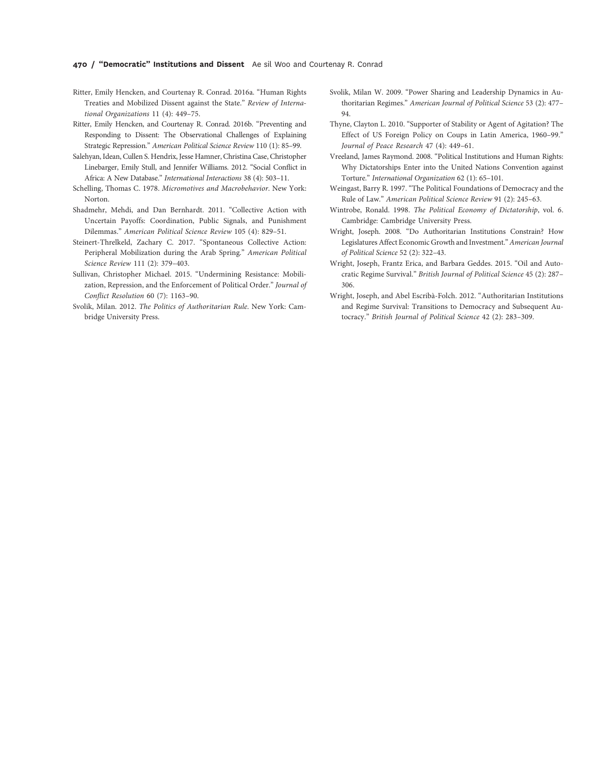Ritter, Emily Hencken, and Courtenay R. Conrad. 2016a. "Human Rights Treaties and Mobilized Dissent against the State." *Review of International Organizations* 11 (4): 449–75.

Ritter, Emily Hencken, and Courtenay R. Conrad. 2016b. "Preventing and Responding to Dissent: The Observational Challenges of Explaining Strategic Repression." *American Political Science Review* 110 (1): 85–99.

Salehyan, Idean, Cullen S. Hendrix, Jesse Hamner, Christina Case, Christopher Linebarger, Emily Stull, and Jennifer Williams. 2012. "Social Conflict in Africa: A New Database." *International Interactions* 38 (4): 503–11.

Schelling, Thomas C. 1978. *Micromotives and Macrobehavior*. New York: Norton.

Shadmehr, Mehdi, and Dan Bernhardt. 2011. "Collective Action with Uncertain Payoffs: Coordination, Public Signals, and Punishment Dilemmas." *American Political Science Review* 105 (4): 829–51.

Steinert-Threlkeld, Zachary C. 2017. "Spontaneous Collective Action: Peripheral Mobilization during the Arab Spring." *American Political Science Review* 111 (2): 379–403.

Sullivan, Christopher Michael. 2015. "Undermining Resistance: Mobilization, Repression, and the Enforcement of Political Order." *Journal of Conflict Resolution* 60 (7): 1163–90.

Svolik, Milan. 2012. *The Politics of Authoritarian Rule*. New York: Cambridge University Press.

Svolik, Milan W. 2009. "Power Sharing and Leadership Dynamics in Authoritarian Regimes." *American Journal of Political Science* 53 (2): 477–94.

Thyne, Clayton L. 2010. "Supporter of Stability or Agent of Agitation? The Effect of US Foreign Policy on Coups in Latin America, 1960–99." *Journal of Peace Research* 47 (4): 449–61.

Vreeland, James Raymond. 2008. "Political Institutions and Human Rights: Why Dictatorships Enter into the United Nations Convention against Torture." *International Organization* 62 (1): 65–101.

Weingast, Barry R. 1997. "The Political Foundations of Democracy and the Rule of Law." *American Political Science Review* 91 (2): 245–63.

Wintrobe, Ronald. 1998. *The Political Economy of Dictatorship*, vol. 6. Cambridge: Cambridge University Press.

Wright, Joseph. 2008. "Do Authoritarian Institutions Constrain? How Legislatures Affect Economic Growth and Investment." *American Journal of Political Science* 52 (2): 322–43.

Wright, Joseph, Frantz Erica, and Barbara Geddes. 2015. "Oil and Autocratic Regime Survival." *British Journal of Political Science* 45 (2): 287–306.

Wright, Joseph, and Abel Escribà-Folch. 2012. "Authoritarian Institutions and Regime Survival: Transitions to Democracy and Subsequent Autocracy." *British Journal of Political Science* 42 (2): 283–309.